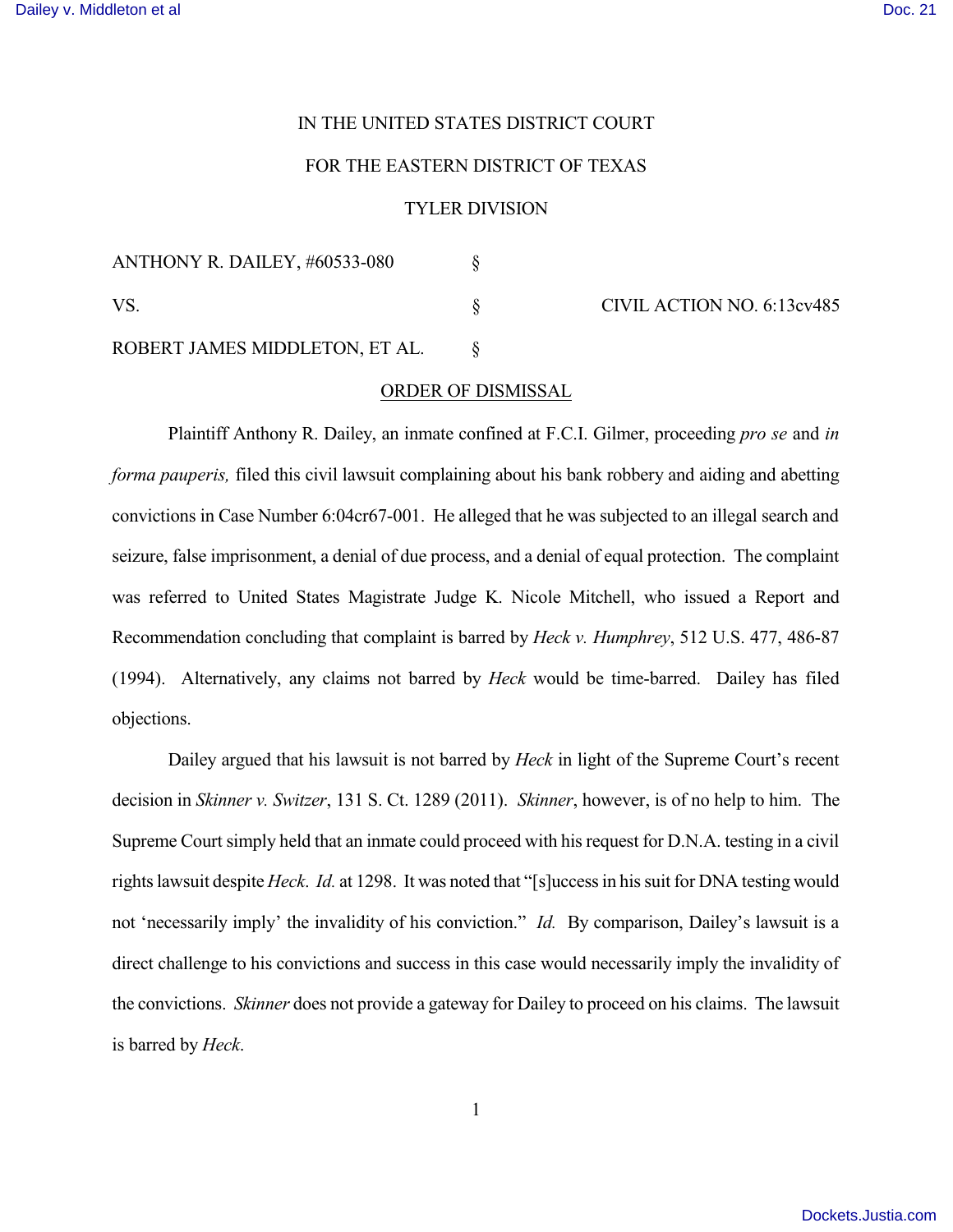IN THE UNITED STATES DISTRICT COURT

FOR THE EASTERN DISTRICT OF TEXAS

TYLER DIVISION

| | | |
|---|---|---|
| ANTHONY R. DAILEY, #60533-080 | § | |
| VS. | § | CIVIL ACTION NO. 6:13cv485 |
| ROBERT JAMES MIDDLETON, ET AL. | § | |

ORDER OF DISMISSAL

Plaintiff Anthony R. Dailey, an inmate confined at F.C.I. Gilmer, proceeding *pro se* and *in forma pauperis,* filed this civil lawsuit complaining about his bank robbery and aiding and abetting convictions in Case Number 6:04cr67-001. He alleged that he was subjected to an illegal search and seizure, false imprisonment, a denial of due process, and a denial of equal protection. The complaint was referred to United States Magistrate Judge K. Nicole Mitchell, who issued a Report and Recommendation concluding that complaint is barred by *Heck v. Humphrey*, 512 U.S. 477, 486-87 (1994). Alternatively, any claims not barred by *Heck* would be time-barred. Dailey has filed objections.

Dailey argued that his lawsuit is not barred by *Heck* in light of the Supreme Court's recent decision in *Skinner v. Switzer*, 131 S. Ct. 1289 (2011). *Skinner*, however, is of no help to him. The Supreme Court simply held that an inmate could proceed with his request for D.N.A. testing in a civil rights lawsuit despite *Heck*. *Id.* at 1298. It was noted that "[s]uccess in his suit for DNA testing would not 'necessarily imply' the invalidity of his conviction." *Id.* By comparison, Dailey's lawsuit is a direct challenge to his convictions and success in this case would necessarily imply the invalidity of the convictions. *Skinner* does not provide a gateway for Dailey to proceed on his claims. The lawsuit is barred by *Heck*.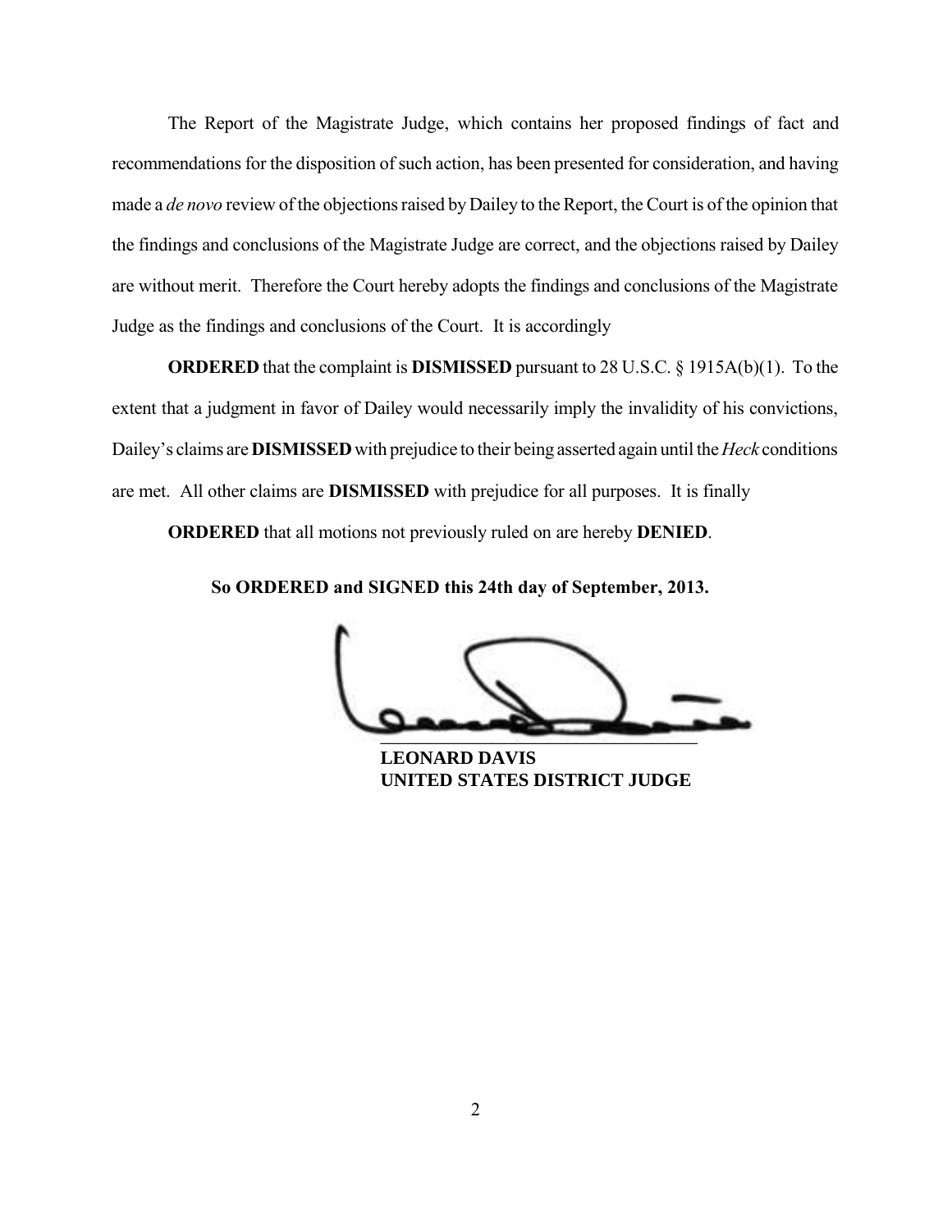The Report of the Magistrate Judge, which contains her proposed findings of fact and recommendations for the disposition of such action, has been presented for consideration, and having made a *de novo* review of the objections raised by Dailey to the Report, the Court is of the opinion that the findings and conclusions of the Magistrate Judge are correct, and the objections raised by Dailey are without merit. Therefore the Court hereby adopts the findings and conclusions of the Magistrate Judge as the findings and conclusions of the Court. It is accordingly

**ORDERED** that the complaint is **DISMISSED** pursuant to 28 U.S.C. § 1915A(b)(1). To the extent that a judgment in favor of Dailey would necessarily imply the invalidity of his convictions, Dailey's claims are **DISMISSED** with prejudice to their being asserted again until the *Heck* conditions are met. All other claims are **DISMISSED** with prejudice for all purposes. It is finally

**ORDERED** that all motions not previously ruled on are hereby **DENIED**.

**So ORDERED and SIGNED this 24th day of September, 2013.**

**LEONARD DAVIS**
**UNITED STATES DISTRICT JUDGE**